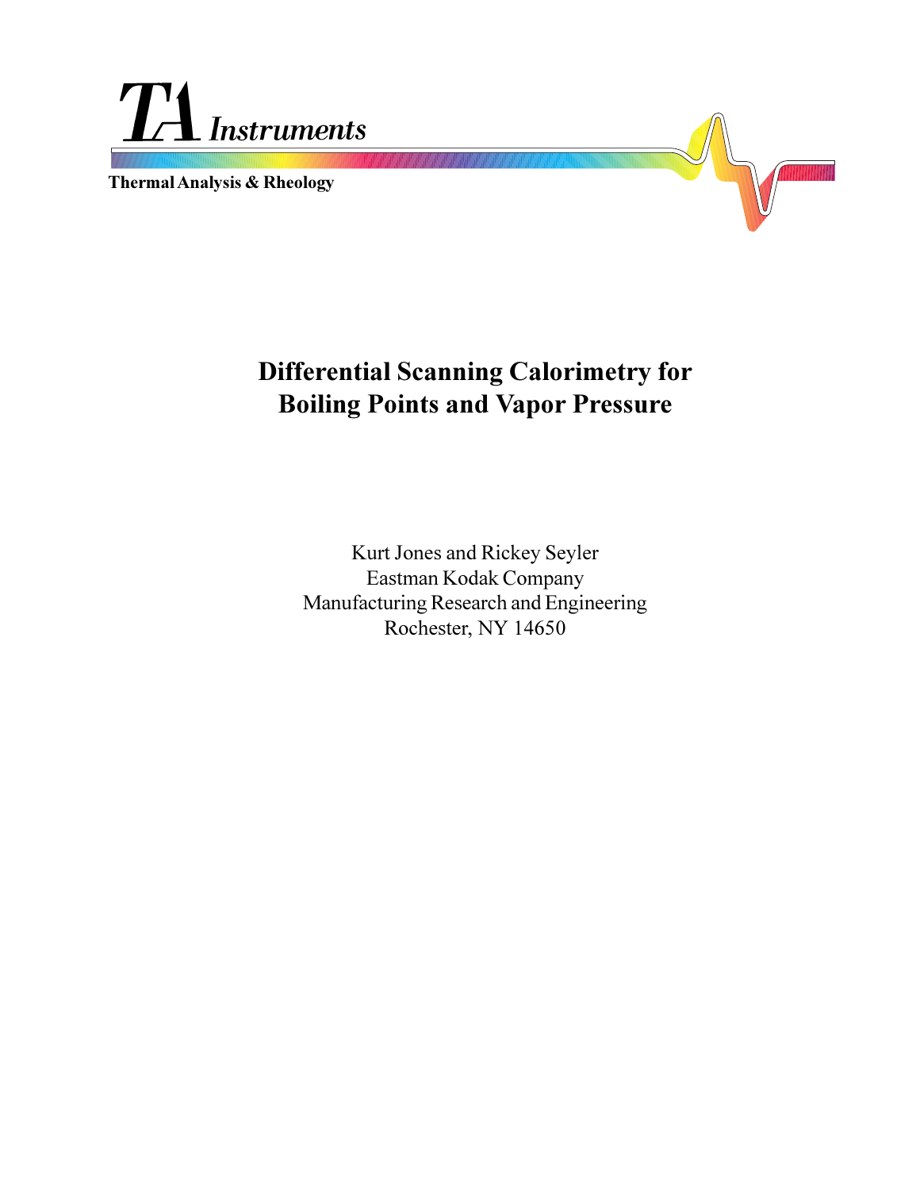TA Instruments

Thermal Analysis & Rheology

# Differential Scanning Calorimetry for Boiling Points and Vapor Pressure

Kurt Jones and Rickey Seyler
Eastman Kodak Company
Manufacturing Research and Engineering
Rochester, NY 14650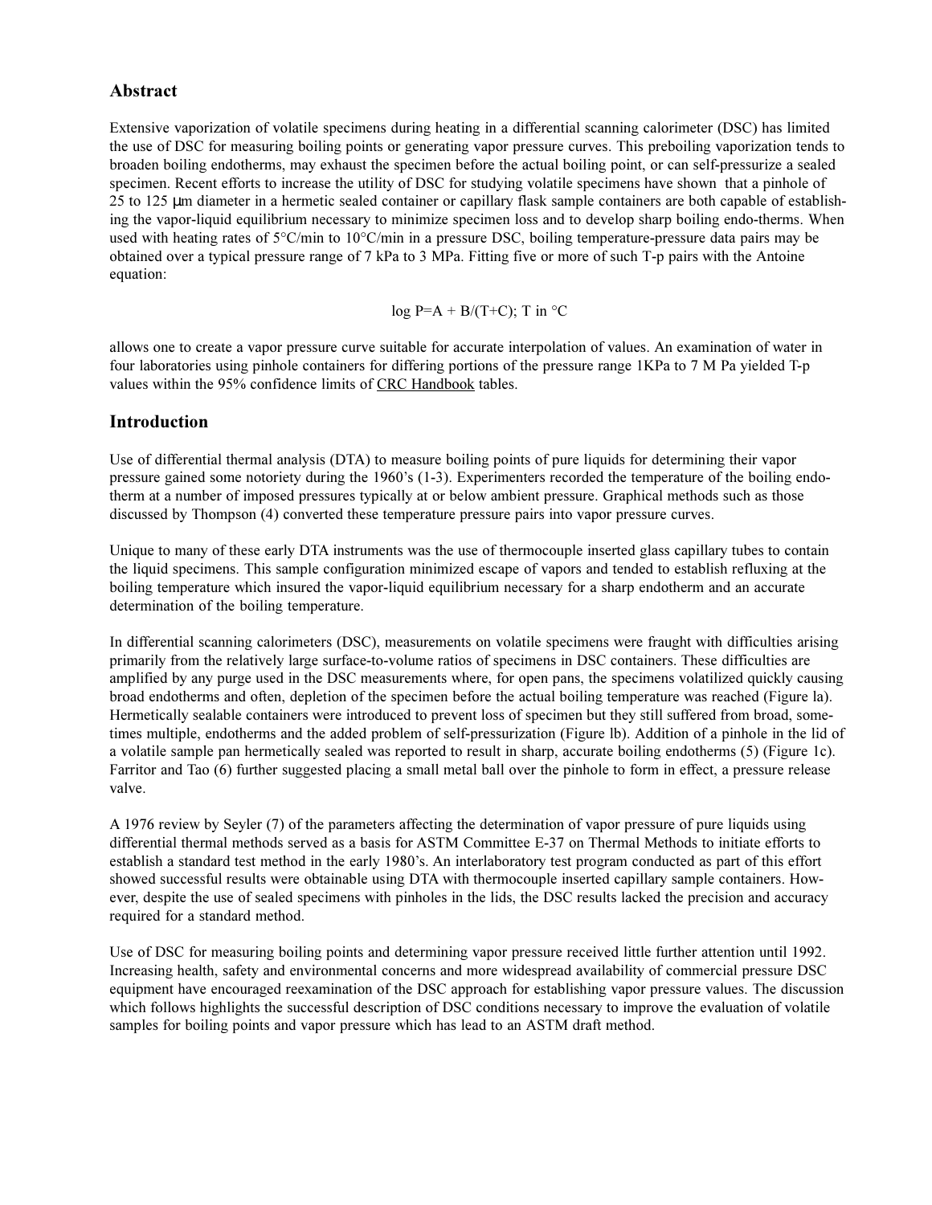## Abstract

Extensive vaporization of volatile specimens during heating in a differential scanning calorimeter (DSC) has limited the use of DSC for measuring boiling points or generating vapor pressure curves. This preboiling vaporization tends to broaden boiling endotherms, may exhaust the specimen before the actual boiling point, or can self-pressurize a sealed specimen. Recent efforts to increase the utility of DSC for studying volatile specimens have shown that a pinhole of 25 to 125 μm diameter in a hermetic sealed container or capillary flask sample containers are both capable of establishing the vapor-liquid equilibrium necessary to minimize specimen loss and to develop sharp boiling endo-therms. When used with heating rates of 5°C/min to 10°C/min in a pressure DSC, boiling temperature-pressure data pairs may be obtained over a typical pressure range of 7 kPa to 3 MPa. Fitting five or more of such T-p pairs with the Antoine equation:

$$\log P = A + B/(T+C);\ T \text{ in } ^\circ C$$

allows one to create a vapor pressure curve suitable for accurate interpolation of values. An examination of water in four laboratories using pinhole containers for differing portions of the pressure range 1KPa to 7 M Pa yielded T-p values within the 95% confidence limits of CRC Handbook tables.

## Introduction

Use of differential thermal analysis (DTA) to measure boiling points of pure liquids for determining their vapor pressure gained some notoriety during the 1960's (1-3). Experimenters recorded the temperature of the boiling endotherm at a number of imposed pressures typically at or below ambient pressure. Graphical methods such as those discussed by Thompson (4) converted these temperature pressure pairs into vapor pressure curves.

Unique to many of these early DTA instruments was the use of thermocouple inserted glass capillary tubes to contain the liquid specimens. This sample configuration minimized escape of vapors and tended to establish refluxing at the boiling temperature which insured the vapor-liquid equilibrium necessary for a sharp endotherm and an accurate determination of the boiling temperature.

In differential scanning calorimeters (DSC), measurements on volatile specimens were fraught with difficulties arising primarily from the relatively large surface-to-volume ratios of specimens in DSC containers. These difficulties are amplified by any purge used in the DSC measurements where, for open pans, the specimens volatilized quickly causing broad endotherms and often, depletion of the specimen before the actual boiling temperature was reached (Figure la). Hermetically sealable containers were introduced to prevent loss of specimen but they still suffered from broad, sometimes multiple, endotherms and the added problem of self-pressurization (Figure lb). Addition of a pinhole in the lid of a volatile sample pan hermetically sealed was reported to result in sharp, accurate boiling endotherms (5) (Figure 1c). Farritor and Tao (6) further suggested placing a small metal ball over the pinhole to form in effect, a pressure release valve.

A 1976 review by Seyler (7) of the parameters affecting the determination of vapor pressure of pure liquids using differential thermal methods served as a basis for ASTM Committee E-37 on Thermal Methods to initiate efforts to establish a standard test method in the early 1980's. An interlaboratory test program conducted as part of this effort showed successful results were obtainable using DTA with thermocouple inserted capillary sample containers. However, despite the use of sealed specimens with pinholes in the lids, the DSC results lacked the precision and accuracy required for a standard method.

Use of DSC for measuring boiling points and determining vapor pressure received little further attention until 1992. Increasing health, safety and environmental concerns and more widespread availability of commercial pressure DSC equipment have encouraged reexamination of the DSC approach for establishing vapor pressure values. The discussion which follows highlights the successful description of DSC conditions necessary to improve the evaluation of volatile samples for boiling points and vapor pressure which has lead to an ASTM draft method.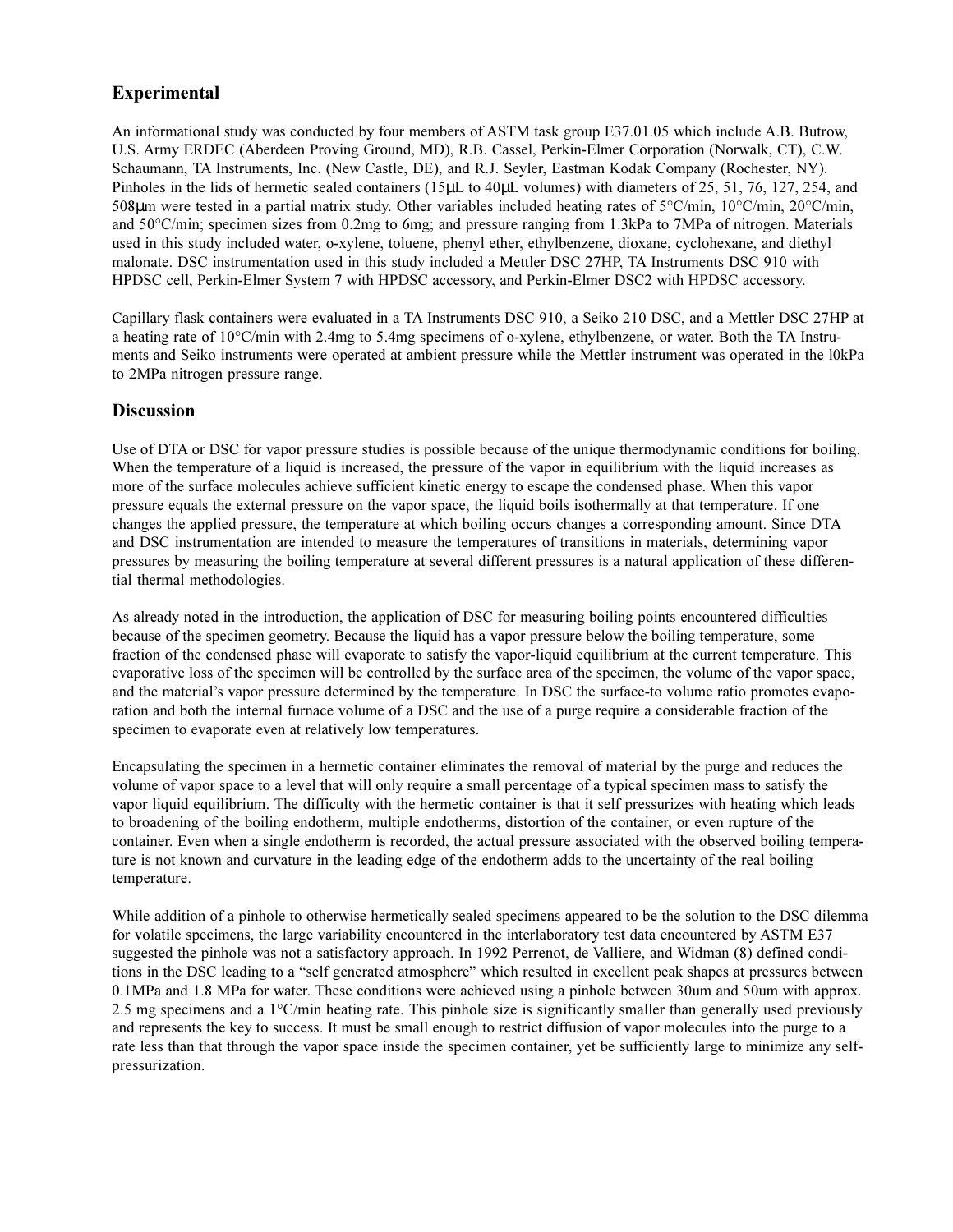## Experimental

An informational study was conducted by four members of ASTM task group E37.01.05 which include A.B. Butrow, U.S. Army ERDEC (Aberdeen Proving Ground, MD), R.B. Cassel, Perkin-Elmer Corporation (Norwalk, CT), C.W. Schaumann, TA Instruments, Inc. (New Castle, DE), and R.J. Seyler, Eastman Kodak Company (Rochester, NY). Pinholes in the lids of hermetic sealed containers (15μL to 40μL volumes) with diameters of 25, 51, 76, 127, 254, and 508μm were tested in a partial matrix study. Other variables included heating rates of 5°C/min, 10°C/min, 20°C/min, and 50°C/min; specimen sizes from 0.2mg to 6mg; and pressure ranging from 1.3kPa to 7MPa of nitrogen. Materials used in this study included water, o-xylene, toluene, phenyl ether, ethylbenzene, dioxane, cyclohexane, and diethyl malonate. DSC instrumentation used in this study included a Mettler DSC 27HP, TA Instruments DSC 910 with HPDSC cell, Perkin-Elmer System 7 with HPDSC accessory, and Perkin-Elmer DSC2 with HPDSC accessory.

Capillary flask containers were evaluated in a TA Instruments DSC 910, a Seiko 210 DSC, and a Mettler DSC 27HP at a heating rate of 10°C/min with 2.4mg to 5.4mg specimens of o-xylene, ethylbenzene, or water. Both the TA Instruments and Seiko instruments were operated at ambient pressure while the Mettler instrument was operated in the l0kPa to 2MPa nitrogen pressure range.

## Discussion

Use of DTA or DSC for vapor pressure studies is possible because of the unique thermodynamic conditions for boiling. When the temperature of a liquid is increased, the pressure of the vapor in equilibrium with the liquid increases as more of the surface molecules achieve sufficient kinetic energy to escape the condensed phase. When this vapor pressure equals the external pressure on the vapor space, the liquid boils isothermally at that temperature. If one changes the applied pressure, the temperature at which boiling occurs changes a corresponding amount. Since DTA and DSC instrumentation are intended to measure the temperatures of transitions in materials, determining vapor pressures by measuring the boiling temperature at several different pressures is a natural application of these differential thermal methodologies.

As already noted in the introduction, the application of DSC for measuring boiling points encountered difficulties because of the specimen geometry. Because the liquid has a vapor pressure below the boiling temperature, some fraction of the condensed phase will evaporate to satisfy the vapor-liquid equilibrium at the current temperature. This evaporative loss of the specimen will be controlled by the surface area of the specimen, the volume of the vapor space, and the material's vapor pressure determined by the temperature. In DSC the surface-to volume ratio promotes evaporation and both the internal furnace volume of a DSC and the use of a purge require a considerable fraction of the specimen to evaporate even at relatively low temperatures.

Encapsulating the specimen in a hermetic container eliminates the removal of material by the purge and reduces the volume of vapor space to a level that will only require a small percentage of a typical specimen mass to satisfy the vapor liquid equilibrium. The difficulty with the hermetic container is that it self pressurizes with heating which leads to broadening of the boiling endotherm, multiple endotherms, distortion of the container, or even rupture of the container. Even when a single endotherm is recorded, the actual pressure associated with the observed boiling temperature is not known and curvature in the leading edge of the endotherm adds to the uncertainty of the real boiling temperature.

While addition of a pinhole to otherwise hermetically sealed specimens appeared to be the solution to the DSC dilemma for volatile specimens, the large variability encountered in the interlaboratory test data encountered by ASTM E37 suggested the pinhole was not a satisfactory approach. In 1992 Perrenot, de Valliere, and Widman (8) defined conditions in the DSC leading to a "self generated atmosphere" which resulted in excellent peak shapes at pressures between 0.1MPa and 1.8 MPa for water. These conditions were achieved using a pinhole between 30um and 50um with approx. 2.5 mg specimens and a 1°C/min heating rate. This pinhole size is significantly smaller than generally used previously and represents the key to success. It must be small enough to restrict diffusion of vapor molecules into the purge to a rate less than that through the vapor space inside the specimen container, yet be sufficiently large to minimize any self-pressurization.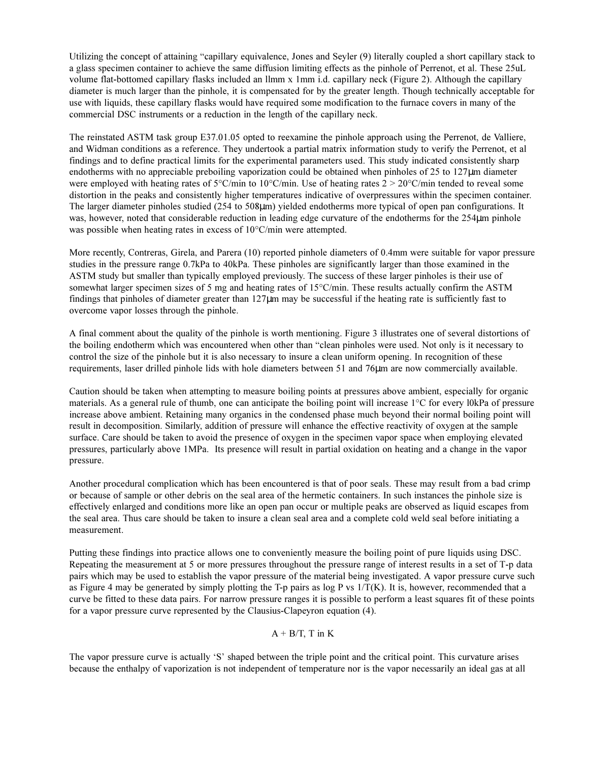Utilizing the concept of attaining "capillary equivalence, Jones and Seyler (9) literally coupled a short capillary stack to a glass specimen container to achieve the same diffusion limiting effects as the pinhole of Perrenot, et al. These 25uL volume flat-bottomed capillary flasks included an llmm x 1mm i.d. capillary neck (Figure 2). Although the capillary diameter is much larger than the pinhole, it is compensated for by the greater length. Though technically acceptable for use with liquids, these capillary flasks would have required some modification to the furnace covers in many of the commercial DSC instruments or a reduction in the length of the capillary neck.

The reinstated ASTM task group E37.01.05 opted to reexamine the pinhole approach using the Perrenot, de Valliere, and Widman conditions as a reference. They undertook a partial matrix information study to verify the Perrenot, et al findings and to define practical limits for the experimental parameters used. This study indicated consistently sharp endotherms with no appreciable preboiling vaporization could be obtained when pinholes of 25 to 127µm diameter were employed with heating rates of 5°C/min to 10°C/min. Use of heating rates 2 > 20°C/min tended to reveal some distortion in the peaks and consistently higher temperatures indicative of overpressures within the specimen container. The larger diameter pinholes studied (254 to 508µm) yielded endotherms more typical of open pan configurations. It was, however, noted that considerable reduction in leading edge curvature of the endotherms for the 254µm pinhole was possible when heating rates in excess of 10°C/min were attempted.

More recently, Contreras, Girela, and Parera (10) reported pinhole diameters of 0.4mm were suitable for vapor pressure studies in the pressure range 0.7kPa to 40kPa. These pinholes are significantly larger than those examined in the ASTM study but smaller than typically employed previously. The success of these larger pinholes is their use of somewhat larger specimen sizes of 5 mg and heating rates of 15°C/min. These results actually confirm the ASTM findings that pinholes of diameter greater than 127µm may be successful if the heating rate is sufficiently fast to overcome vapor losses through the pinhole.

A final comment about the quality of the pinhole is worth mentioning. Figure 3 illustrates one of several distortions of the boiling endotherm which was encountered when other than "clean pinholes were used. Not only is it necessary to control the size of the pinhole but it is also necessary to insure a clean uniform opening. In recognition of these requirements, laser drilled pinhole lids with hole diameters between 51 and 76µm are now commercially available.

Caution should be taken when attempting to measure boiling points at pressures above ambient, especially for organic materials. As a general rule of thumb, one can anticipate the boiling point will increase 1°C for every l0kPa of pressure increase above ambient. Retaining many organics in the condensed phase much beyond their normal boiling point will result in decomposition. Similarly, addition of pressure will enhance the effective reactivity of oxygen at the sample surface. Care should be taken to avoid the presence of oxygen in the specimen vapor space when employing elevated pressures, particularly above 1MPa. Its presence will result in partial oxidation on heating and a change in the vapor pressure.

Another procedural complication which has been encountered is that of poor seals. These may result from a bad crimp or because of sample or other debris on the seal area of the hermetic containers. In such instances the pinhole size is effectively enlarged and conditions more like an open pan occur or multiple peaks are observed as liquid escapes from the seal area. Thus care should be taken to insure a clean seal area and a complete cold weld seal before initiating a measurement.

Putting these findings into practice allows one to conveniently measure the boiling point of pure liquids using DSC. Repeating the measurement at 5 or more pressures throughout the pressure range of interest results in a set of T-p data pairs which may be used to establish the vapor pressure of the material being investigated. A vapor pressure curve such as Figure 4 may be generated by simply plotting the T-p pairs as log P vs 1/T(K). It is, however, recommended that a curve be fitted to these data pairs. For narrow pressure ranges it is possible to perform a least squares fit of these points for a vapor pressure curve represented by the Clausius-Clapeyron equation (4).

$$A + B/T, \text{ T in K}$$

The vapor pressure curve is actually 'S' shaped between the triple point and the critical point. This curvature arises because the enthalpy of vaporization is not independent of temperature nor is the vapor necessarily an ideal gas at all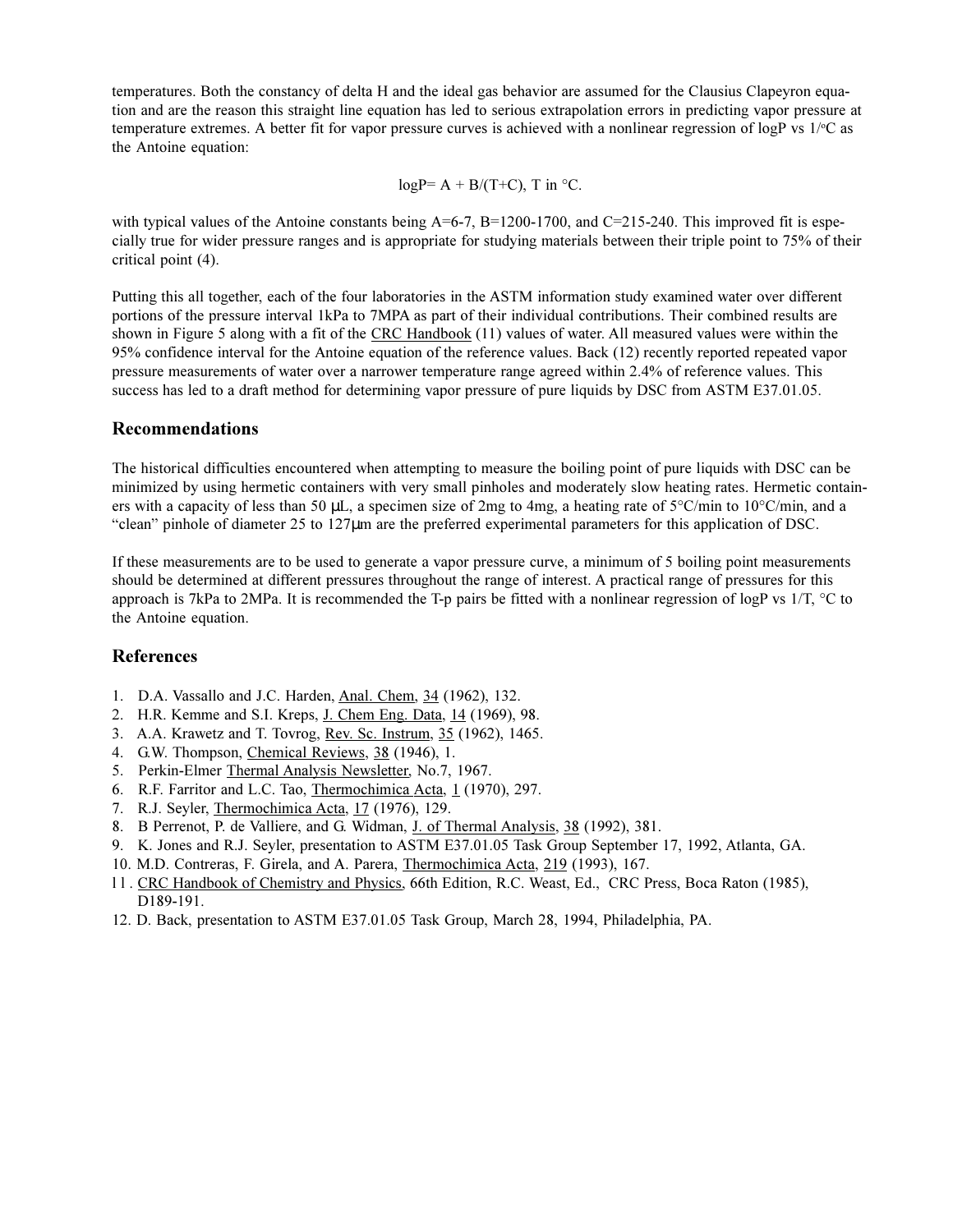temperatures. Both the constancy of delta H and the ideal gas behavior are assumed for the Clausius Clapeyron equation and are the reason this straight line equation has led to serious extrapolation errors in predicting vapor pressure at temperature extremes. A better fit for vapor pressure curves is achieved with a nonlinear regression of logP vs 1/°C as the Antoine equation:

$$\log P = A + B/(T+C), \text{ T in °C.}$$

with typical values of the Antoine constants being A=6-7, B=1200-1700, and C=215-240. This improved fit is especially true for wider pressure ranges and is appropriate for studying materials between their triple point to 75% of their critical point (4).

Putting this all together, each of the four laboratories in the ASTM information study examined water over different portions of the pressure interval 1kPa to 7MPA as part of their individual contributions. Their combined results are shown in Figure 5 along with a fit of the CRC Handbook (11) values of water. All measured values were within the 95% confidence interval for the Antoine equation of the reference values. Back (12) recently reported repeated vapor pressure measurements of water over a narrower temperature range agreed within 2.4% of reference values. This success has led to a draft method for determining vapor pressure of pure liquids by DSC from ASTM E37.01.05.

## Recommendations

The historical difficulties encountered when attempting to measure the boiling point of pure liquids with DSC can be minimized by using hermetic containers with very small pinholes and moderately slow heating rates. Hermetic containers with a capacity of less than 50 μL, a specimen size of 2mg to 4mg, a heating rate of 5°C/min to 10°C/min, and a "clean" pinhole of diameter 25 to 127μm are the preferred experimental parameters for this application of DSC.

If these measurements are to be used to generate a vapor pressure curve, a minimum of 5 boiling point measurements should be determined at different pressures throughout the range of interest. A practical range of pressures for this approach is 7kPa to 2MPa. It is recommended the T-p pairs be fitted with a nonlinear regression of logP vs 1/T, °C to the Antoine equation.

## References

1. D.A. Vassallo and J.C. Harden, Anal. Chem, 34 (1962), 132.
2. H.R. Kemme and S.I. Kreps, J. Chem Eng. Data, 14 (1969), 98.
3. A.A. Krawetz and T. Tovrog, Rev. Sc. Instrum, 35 (1962), 1465.
4. G.W. Thompson, Chemical Reviews, 38 (1946), 1.
5. Perkin-Elmer Thermal Analysis Newsletter, No.7, 1967.
6. R.F. Farritor and L.C. Tao, Thermochimica Acta, 1 (1970), 297.
7. R.J. Seyler, Thermochimica Acta, 17 (1976), 129.
8. B Perrenot, P. de Valliere, and G. Widman, J. of Thermal Analysis, 38 (1992), 381.
9. K. Jones and R.J. Seyler, presentation to ASTM E37.01.05 Task Group September 17, 1992, Atlanta, GA.
10. M.D. Contreras, F. Girela, and A. Parera, Thermochimica Acta, 219 (1993), 167.
11. CRC Handbook of Chemistry and Physics, 66th Edition, R.C. Weast, Ed., CRC Press, Boca Raton (1985), D189-191.
12. D. Back, presentation to ASTM E37.01.05 Task Group, March 28, 1994, Philadelphia, PA.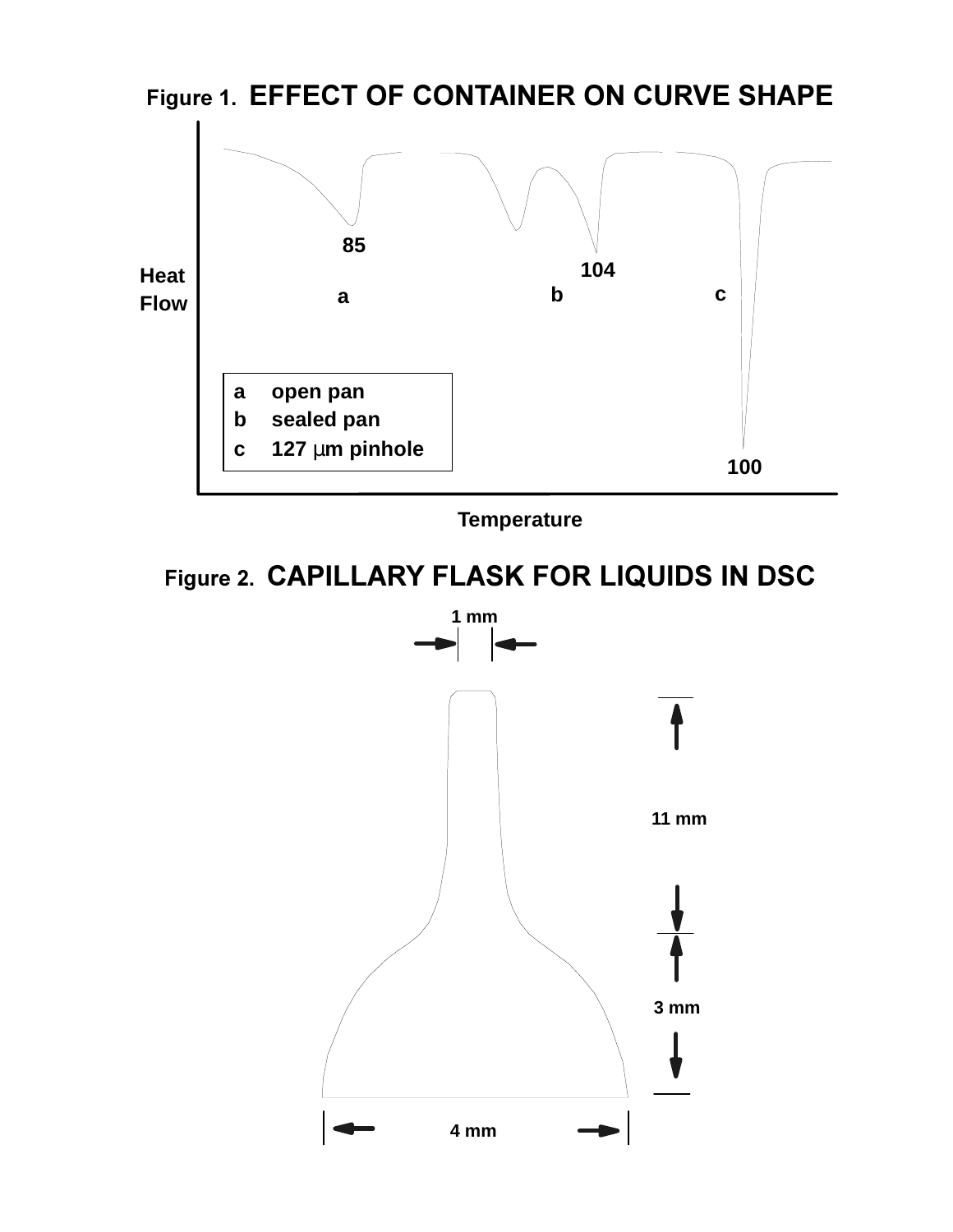**Figure 1.** **EFFECT OF CONTAINER ON CURVE SHAPE**

| | |
|---|---|
| a | open pan |
| b | sealed pan |
| c | 127 μm pinhole |

**Figure 2.** **CAPILLARY FLASK FOR LIQUIDS IN DSC**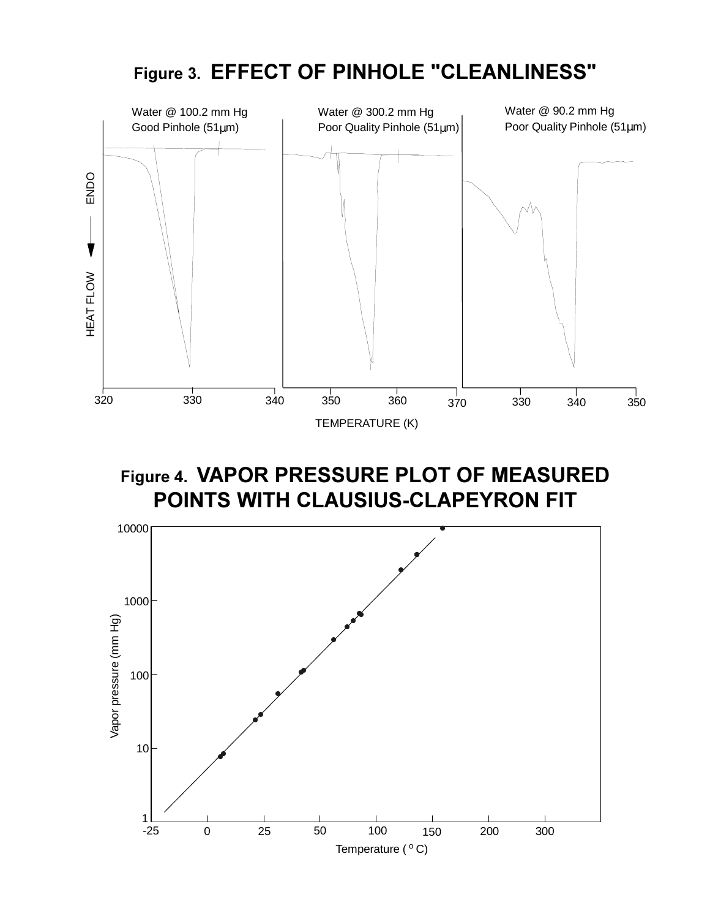**Figure 3.** **EFFECT OF PINHOLE "CLEANLINESS"**

**Figure 4.** **VAPOR PRESSURE PLOT OF MEASURED POINTS WITH CLAUSIUS-CLAPEYRON FIT**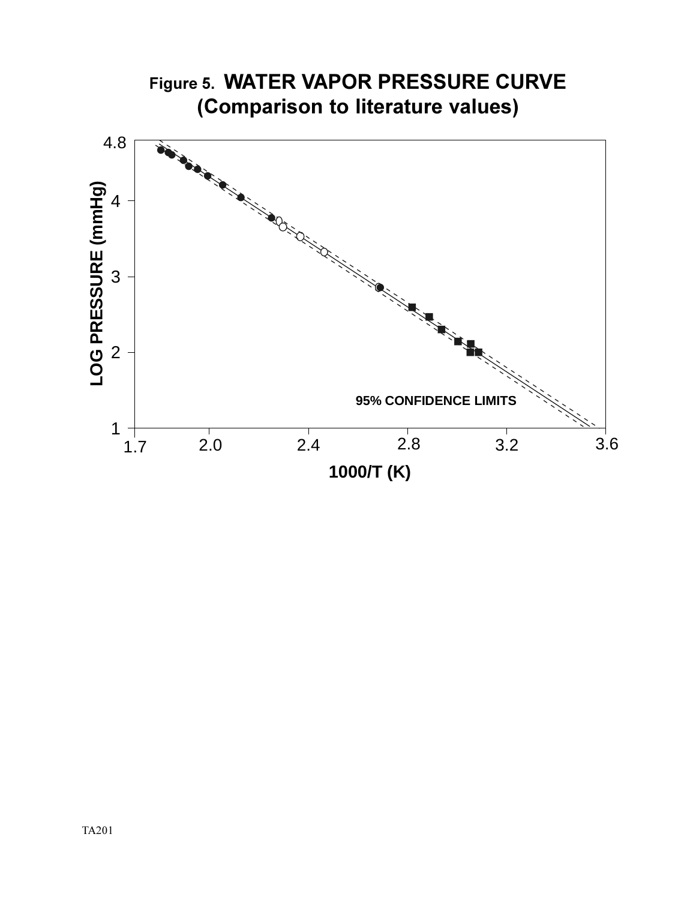**Figure 5. WATER VAPOR PRESSURE CURVE**
**(Comparison to literature values)**

4.8
4
3
2
1

LOG PRESSURE (mmHg)

95% CONFIDENCE LIMITS

1.7
2.0
2.4
2.8
3.2
3.6

1000/T (K)

TA201